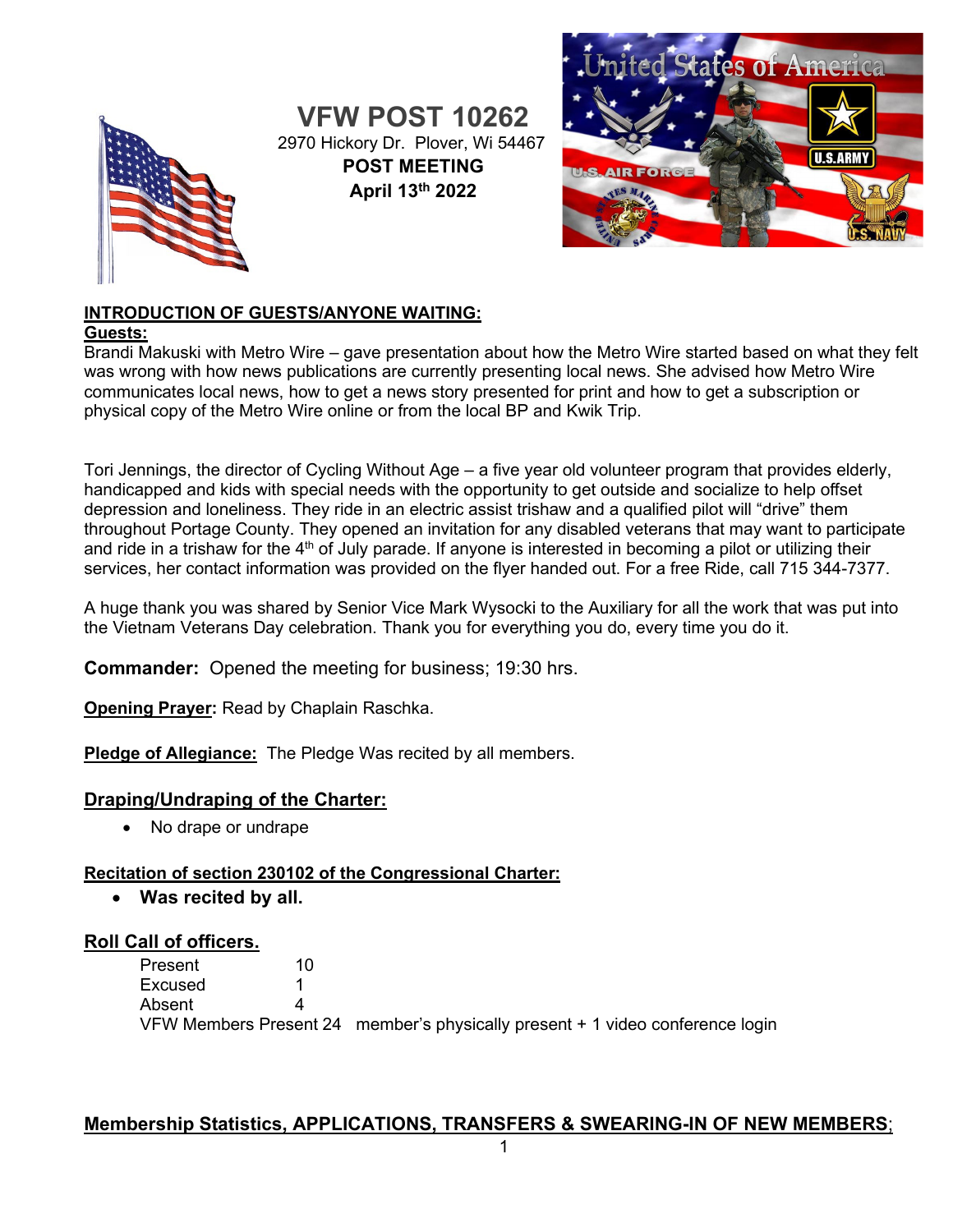# VFW POST 10262

2970 Hickory Dr. Plover, Wi 54467

**POST MEETING**

**April 13th 2022**

**INTRODUCTION OF GUESTS/ANYONE WAITING:**

**Guests:**

Brandi Makuski with Metro Wire – gave presentation about how the Metro Wire started based on what they felt was wrong with how news publications are currently presenting local news. She advised how Metro Wire communicates local news, how to get a news story presented for print and how to get a subscription or physical copy of the Metro Wire online or from the local BP and Kwik Trip.

Tori Jennings, the director of Cycling Without Age – a five year old volunteer program that provides elderly, handicapped and kids with special needs with the opportunity to get outside and socialize to help offset depression and loneliness. They ride in an electric assist trishaw and a qualified pilot will "drive" them throughout Portage County. They opened an invitation for any disabled veterans that may want to participate and ride in a trishaw for the 4th of July parade. If anyone is interested in becoming a pilot or utilizing their services, her contact information was provided on the flyer handed out. For a free Ride, call 715 344-7377.

A huge thank you was shared by Senior Vice Mark Wysocki to the Auxiliary for all the work that was put into the Vietnam Veterans Day celebration. Thank you for everything you do, every time you do it.

**Commander:** Opened the meeting for business; 19:30 hrs.

**Opening Prayer:** Read by Chaplain Raschka.

**Pledge of Allegiance:** The Pledge Was recited by all members.

**Draping/Undraping of the Charter:**

- No drape or undrape

**Recitation of section 230102 of the Congressional Charter:**

- **Was recited by all.**

**Roll Call of officers.**

| | | |
|---|---|---|
| Present | 10 | |
| Excused | 1 | |
| Absent | 4 | |
| VFW Members Present | 24 | member's physically present + 1 video conference login |

**Membership Statistics, APPLICATIONS, TRANSFERS & SWEARING-IN OF NEW MEMBERS**;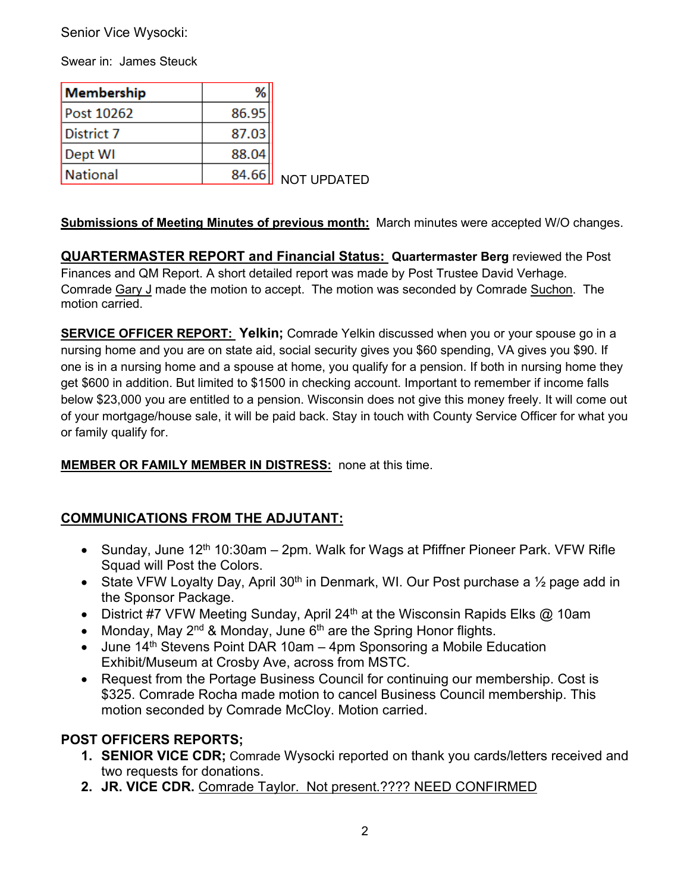Senior Vice Wysocki:

Swear in: James Steuck

| Membership | % |
|---|---|
| Post 10262 | 86.95 |
| District 7 | 87.03 |
| Dept WI | 88.04 |
| National | 84.66 |

NOT UPDATED

**Submissions of Meeting Minutes of previous month:** March minutes were accepted W/O changes.

**QUARTERMASTER REPORT and Financial Status: Quartermaster Berg** reviewed the Post Finances and QM Report. A short detailed report was made by Post Trustee David Verhage. Comrade Gary J made the motion to accept. The motion was seconded by Comrade Suchon. The motion carried.

**SERVICE OFFICER REPORT: Yelkin;** Comrade Yelkin discussed when you or your spouse go in a nursing home and you are on state aid, social security gives you $60 spending, VA gives you $90. If one is in a nursing home and a spouse at home, you qualify for a pension. If both in nursing home they get $600 in addition. But limited to $1500 in checking account. Important to remember if income falls below $23,000 you are entitled to a pension. Wisconsin does not give this money freely. It will come out of your mortgage/house sale, it will be paid back. Stay in touch with County Service Officer for what you or family qualify for.

**MEMBER OR FAMILY MEMBER IN DISTRESS:** none at this time.

**COMMUNICATIONS FROM THE ADJUTANT:**

- Sunday, June 12th 10:30am – 2pm. Walk for Wags at Pfiffner Pioneer Park. VFW Rifle Squad will Post the Colors.
- State VFW Loyalty Day, April 30th in Denmark, WI. Our Post purchase a ½ page add in the Sponsor Package.
- District #7 VFW Meeting Sunday, April 24th at the Wisconsin Rapids Elks @ 10am
- Monday, May 2nd & Monday, June 6th are the Spring Honor flights.
- June 14th Stevens Point DAR 10am – 4pm Sponsoring a Mobile Education Exhibit/Museum at Crosby Ave, across from MSTC.
- Request from the Portage Business Council for continuing our membership. Cost is $325. Comrade Rocha made motion to cancel Business Council membership. This motion seconded by Comrade McCloy. Motion carried.

**POST OFFICERS REPORTS;**

1. **SENIOR VICE CDR;** Comrade Wysocki reported on thank you cards/letters received and two requests for donations.
2. **JR. VICE CDR.** Comrade Taylor. Not present.???? NEED CONFIRMED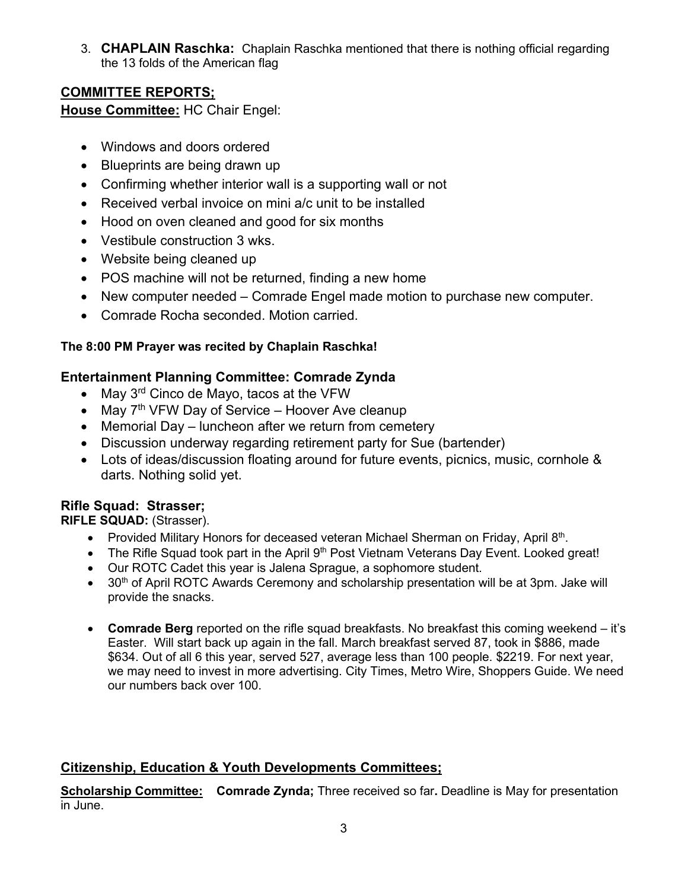3. **CHAPLAIN Raschka:** Chaplain Raschka mentioned that there is nothing official regarding the 13 folds of the American flag

## COMMITTEE REPORTS;

**House Committee:** HC Chair Engel:

- Windows and doors ordered
- Blueprints are being drawn up
- Confirming whether interior wall is a supporting wall or not
- Received verbal invoice on mini a/c unit to be installed
- Hood on oven cleaned and good for six months
- Vestibule construction 3 wks.
- Website being cleaned up
- POS machine will not be returned, finding a new home
- New computer needed – Comrade Engel made motion to purchase new computer.
- Comrade Rocha seconded. Motion carried.

**The 8:00 PM Prayer was recited by Chaplain Raschka!**

### Entertainment Planning Committee: Comrade Zynda

- May 3rd Cinco de Mayo, tacos at the VFW
- May 7th VFW Day of Service – Hoover Ave cleanup
- Memorial Day – luncheon after we return from cemetery
- Discussion underway regarding retirement party for Sue (bartender)
- Lots of ideas/discussion floating around for future events, picnics, music, cornhole & darts. Nothing solid yet.

### Rifle Squad: Strasser;

**RIFLE SQUAD:** (Strasser).

- Provided Military Honors for deceased veteran Michael Sherman on Friday, April 8th.
- The Rifle Squad took part in the April 9th Post Vietnam Veterans Day Event. Looked great!
- Our ROTC Cadet this year is Jalena Sprague, a sophomore student.
- 30th of April ROTC Awards Ceremony and scholarship presentation will be at 3pm. Jake will provide the snacks.
- **Comrade Berg** reported on the rifle squad breakfasts. No breakfast this coming weekend – it's Easter. Will start back up again in the fall. March breakfast served 87, took in $886, made $634. Out of all 6 this year, served 527, average less than 100 people. $2219. For next year, we may need to invest in more advertising. City Times, Metro Wire, Shoppers Guide. We need our numbers back over 100.

## Citizenship, Education & Youth Developments Committees;

**Scholarship Committee:** **Comrade Zynda;** Three received so far**.** Deadline is May for presentation in June.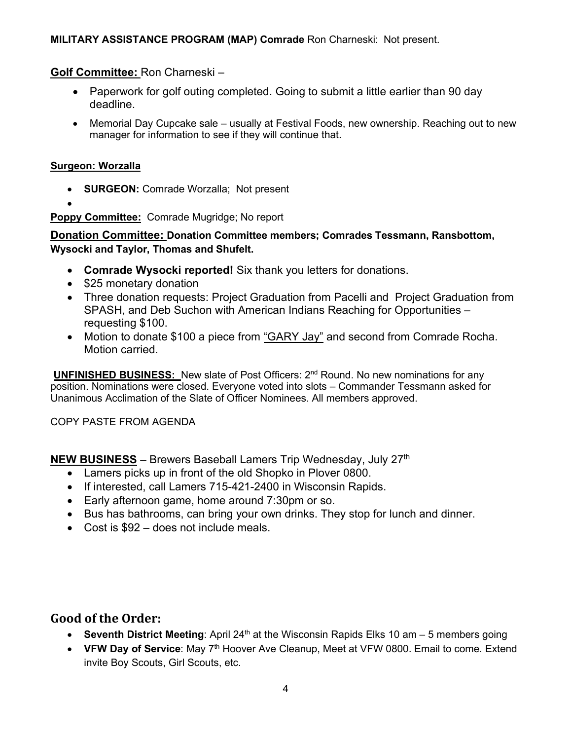**MILITARY ASSISTANCE PROGRAM (MAP) Comrade** Ron Charneski: Not present.

**Golf Committee:** Ron Charneski –

- Paperwork for golf outing completed. Going to submit a little earlier than 90 day deadline.
- Memorial Day Cupcake sale – usually at Festival Foods, new ownership. Reaching out to new manager for information to see if they will continue that.

**Surgeon: Worzalla**

- **SURGEON:** Comrade Worzalla; Not present
- 

**Poppy Committee:** Comrade Mugridge; No report

**Donation Committee: Donation Committee members; Comrades Tessmann, Ransbottom, Wysocki and Taylor, Thomas and Shufelt.**

- **Comrade Wysocki reported!** Six thank you letters for donations.
- $25 monetary donation
- Three donation requests: Project Graduation from Pacelli and Project Graduation from SPASH, and Deb Suchon with American Indians Reaching for Opportunities – requesting $100.
- Motion to donate $100 a piece from "GARY Jay" and second from Comrade Rocha. Motion carried.

**UNFINISHED BUSINESS:** New slate of Post Officers: 2nd Round. No new nominations for any position. Nominations were closed. Everyone voted into slots – Commander Tessmann asked for Unanimous Acclimation of the Slate of Officer Nominees. All members approved.

COPY PASTE FROM AGENDA

**NEW BUSINESS** – Brewers Baseball Lamers Trip Wednesday, July 27th

- Lamers picks up in front of the old Shopko in Plover 0800.
- If interested, call Lamers 715-421-2400 in Wisconsin Rapids.
- Early afternoon game, home around 7:30pm or so.
- Bus has bathrooms, can bring your own drinks. They stop for lunch and dinner.
- Cost is $92 – does not include meals.

## Good of the Order:

- **Seventh District Meeting**: April 24th at the Wisconsin Rapids Elks 10 am – 5 members going
- **VFW Day of Service**: May 7th Hoover Ave Cleanup, Meet at VFW 0800. Email to come. Extend invite Boy Scouts, Girl Scouts, etc.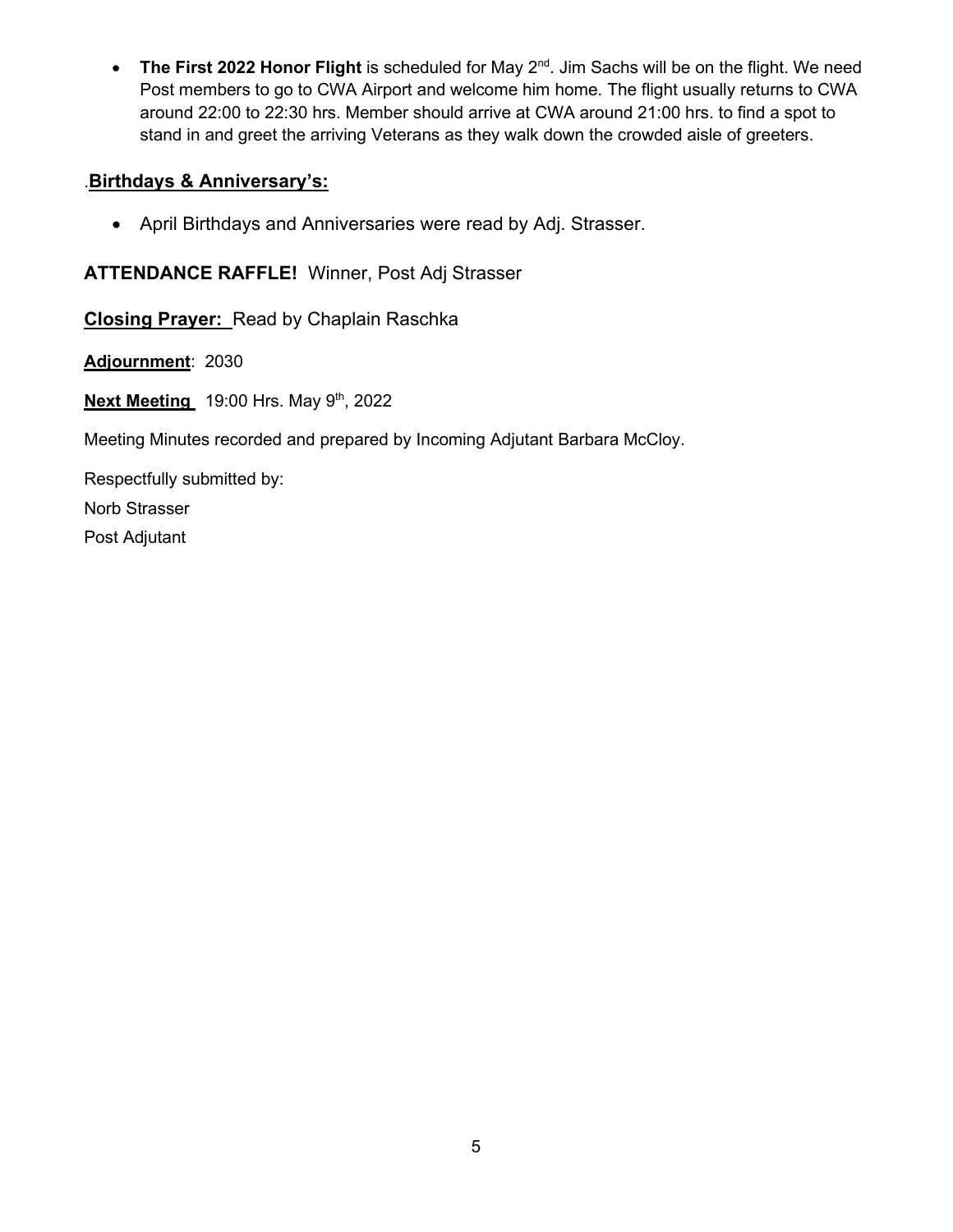- **The First 2022 Honor Flight** is scheduled for May 2nd. Jim Sachs will be on the flight. We need Post members to go to CWA Airport and welcome him home. The flight usually returns to CWA around 22:00 to 22:30 hrs. Member should arrive at CWA around 21:00 hrs. to find a spot to stand in and greet the arriving Veterans as they walk down the crowded aisle of greeters.

.**Birthdays & Anniversary's:**

- April Birthdays and Anniversaries were read by Adj. Strasser.

**ATTENDANCE RAFFLE!** Winner, Post Adj Strasser

**Closing Prayer:** Read by Chaplain Raschka

**Adjournment**: 2030

**Next Meeting** 19:00 Hrs. May 9th, 2022

Meeting Minutes recorded and prepared by Incoming Adjutant Barbara McCloy.

Respectfully submitted by:

Norb Strasser

Post Adjutant